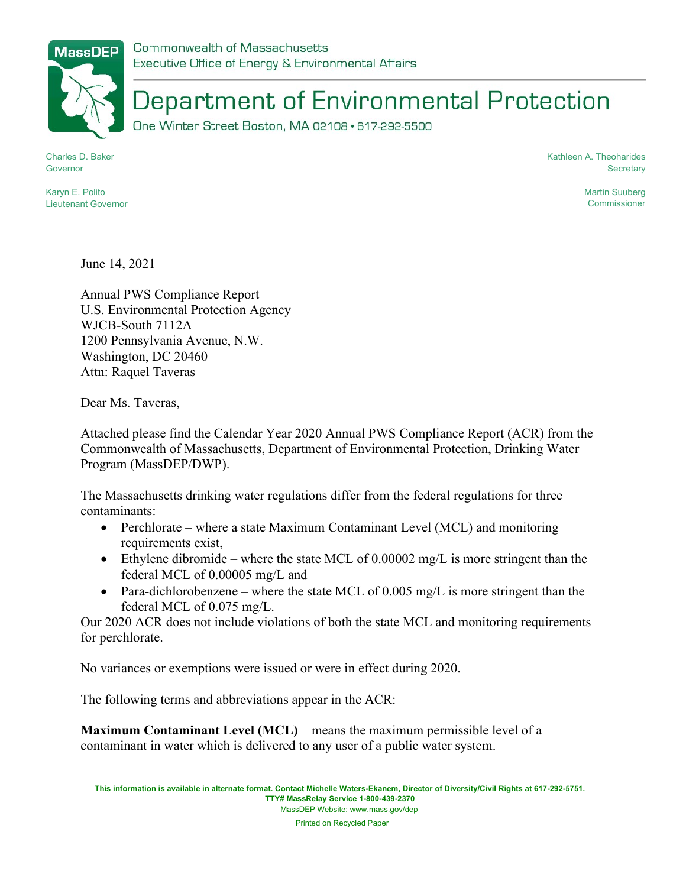Commonwealth of Massachusetts
Executive Office of Energy & Environmental Affairs

# Department of Environmental Protection

One Winter Street Boston, MA 02108 • 617-292-5500

Charles D. Baker
Governor

Karyn E. Polito
Lieutenant Governor

Kathleen A. Theoharides
Secretary

Martin Suuberg
Commissioner

June 14, 2021

Annual PWS Compliance Report
U.S. Environmental Protection Agency
WJCB-South 7112A
1200 Pennsylvania Avenue, N.W.
Washington, DC 20460
Attn: Raquel Taveras

Dear Ms. Taveras,

Attached please find the Calendar Year 2020 Annual PWS Compliance Report (ACR) from the Commonwealth of Massachusetts, Department of Environmental Protection, Drinking Water Program (MassDEP/DWP).

The Massachusetts drinking water regulations differ from the federal regulations for three contaminants:

- Perchlorate – where a state Maximum Contaminant Level (MCL) and monitoring requirements exist,
- Ethylene dibromide – where the state MCL of 0.00002 mg/L is more stringent than the federal MCL of 0.00005 mg/L and
- Para-dichlorobenzene – where the state MCL of 0.005 mg/L is more stringent than the federal MCL of 0.075 mg/L.

Our 2020 ACR does not include violations of both the state MCL and monitoring requirements for perchlorate.

No variances or exemptions were issued or were in effect during 2020.

The following terms and abbreviations appear in the ACR:

**Maximum Contaminant Level (MCL)** – means the maximum permissible level of a contaminant in water which is delivered to any user of a public water system.

This information is available in alternate format. Contact Michelle Waters-Ekanem, Director of Diversity/Civil Rights at 617-292-5751.
TTY# MassRelay Service 1-800-439-2370
MassDEP Website: www.mass.gov/dep
Printed on Recycled Paper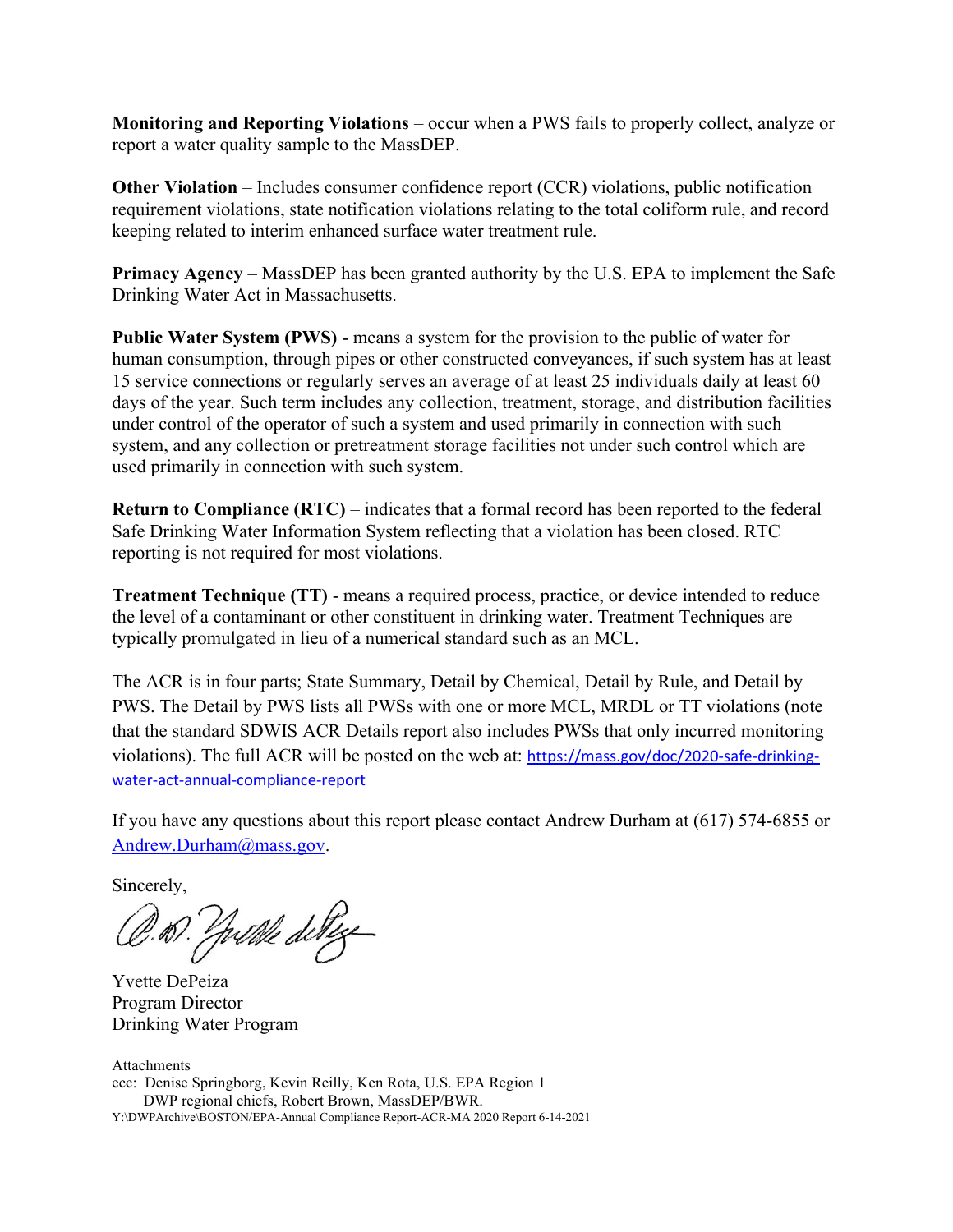**Monitoring and Reporting Violations** – occur when a PWS fails to properly collect, analyze or report a water quality sample to the MassDEP.

**Other Violation** – Includes consumer confidence report (CCR) violations, public notification requirement violations, state notification violations relating to the total coliform rule, and record keeping related to interim enhanced surface water treatment rule.

**Primacy Agency** – MassDEP has been granted authority by the U.S. EPA to implement the Safe Drinking Water Act in Massachusetts.

**Public Water System (PWS)** - means a system for the provision to the public of water for human consumption, through pipes or other constructed conveyances, if such system has at least 15 service connections or regularly serves an average of at least 25 individuals daily at least 60 days of the year. Such term includes any collection, treatment, storage, and distribution facilities under control of the operator of such a system and used primarily in connection with such system, and any collection or pretreatment storage facilities not under such control which are used primarily in connection with such system.

**Return to Compliance (RTC)** – indicates that a formal record has been reported to the federal Safe Drinking Water Information System reflecting that a violation has been closed. RTC reporting is not required for most violations.

**Treatment Technique (TT)** - means a required process, practice, or device intended to reduce the level of a contaminant or other constituent in drinking water. Treatment Techniques are typically promulgated in lieu of a numerical standard such as an MCL.

The ACR is in four parts; State Summary, Detail by Chemical, Detail by Rule, and Detail by PWS. The Detail by PWS lists all PWSs with one or more MCL, MRDL or TT violations (note that the standard SDWIS ACR Details report also includes PWSs that only incurred monitoring violations). The full ACR will be posted on the web at: https://mass.gov/doc/2020-safe-drinking-water-act-annual-compliance-report

If you have any questions about this report please contact Andrew Durham at (617) 574-6855 or Andrew.Durham@mass.gov.

Sincerely,

Yvette DePeiza
Program Director
Drinking Water Program

Attachments
ecc: Denise Springborg, Kevin Reilly, Ken Rota, U.S. EPA Region 1
DWP regional chiefs, Robert Brown, MassDEP/BWR.
Y:\DWPArchive\BOSTON/EPA-Annual Compliance Report-ACR-MA 2020 Report 6-14-2021